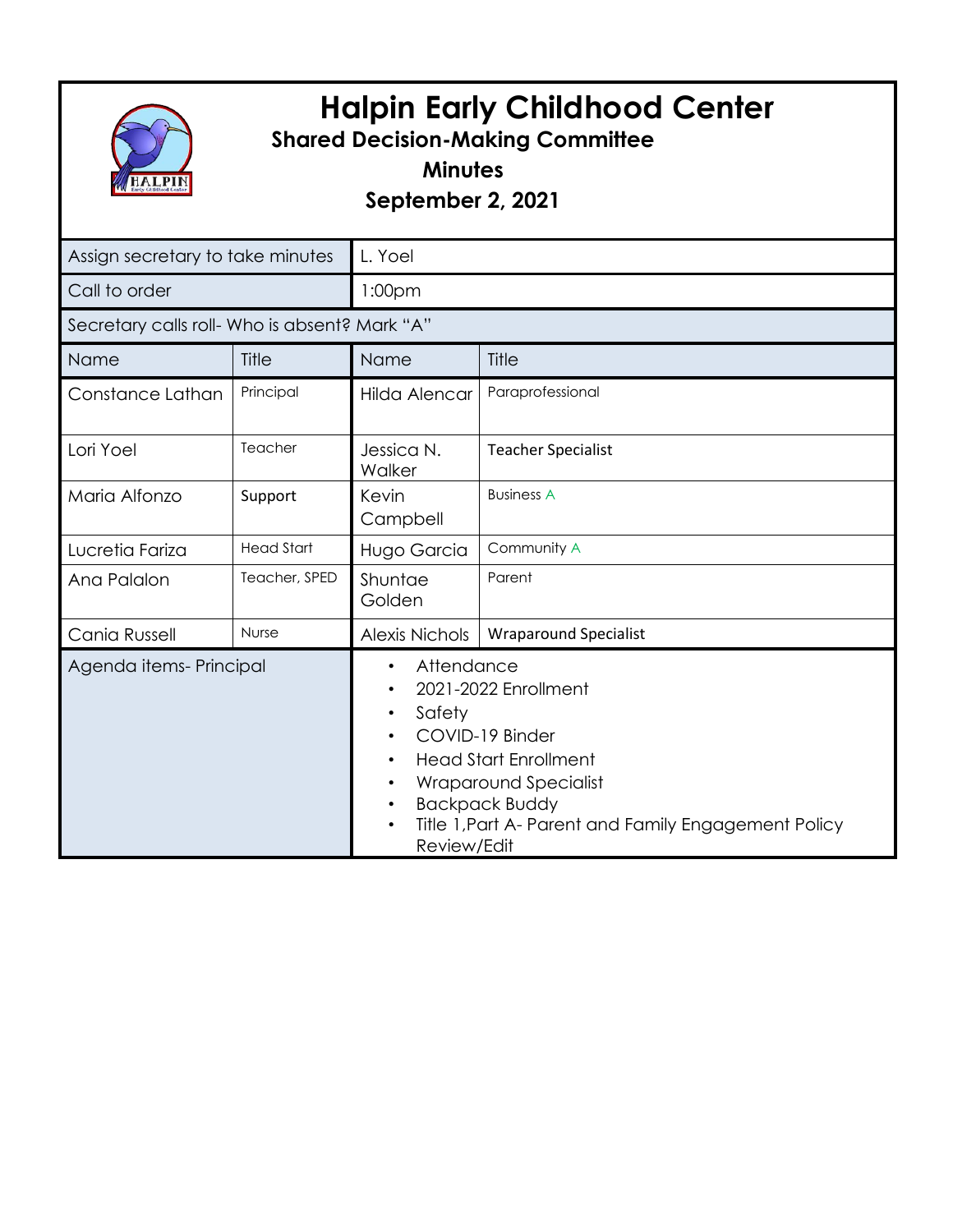# Halpin Early Childhood Center

**Shared Decision-Making Committee**

**Minutes**

**September 2, 2021**

| Assign secretary to take minutes | | L. Yoel | |
|---|---|---|---|
| Call to order | | 1:00pm | |
| Secretary calls roll- Who is absent? Mark "A" | | | |
| Name | Title | Name | Title |
| Constance Lathan | Principal | Hilda Alencar | Paraprofessional |
| Lori Yoel | Teacher | Jessica N. Walker | Teacher Specialist |
| Maria Alfonzo | Support | Kevin Campbell | Business A |
| Lucretia Fariza | Head Start | Hugo Garcia | Community A |
| Ana Palalon | Teacher, SPED | Shuntae Golden | Parent |
| Cania Russell | Nurse | Alexis Nichols | Wraparound Specialist |
| Agenda items- Principal | | • Attendance<br>• 2021-2022 Enrollment<br>• Safety<br>• COVID-19 Binder<br>• Head Start Enrollment<br>• Wraparound Specialist<br>• Backpack Buddy<br>• Title 1,Part A- Parent and Family Engagement Policy Review/Edit | |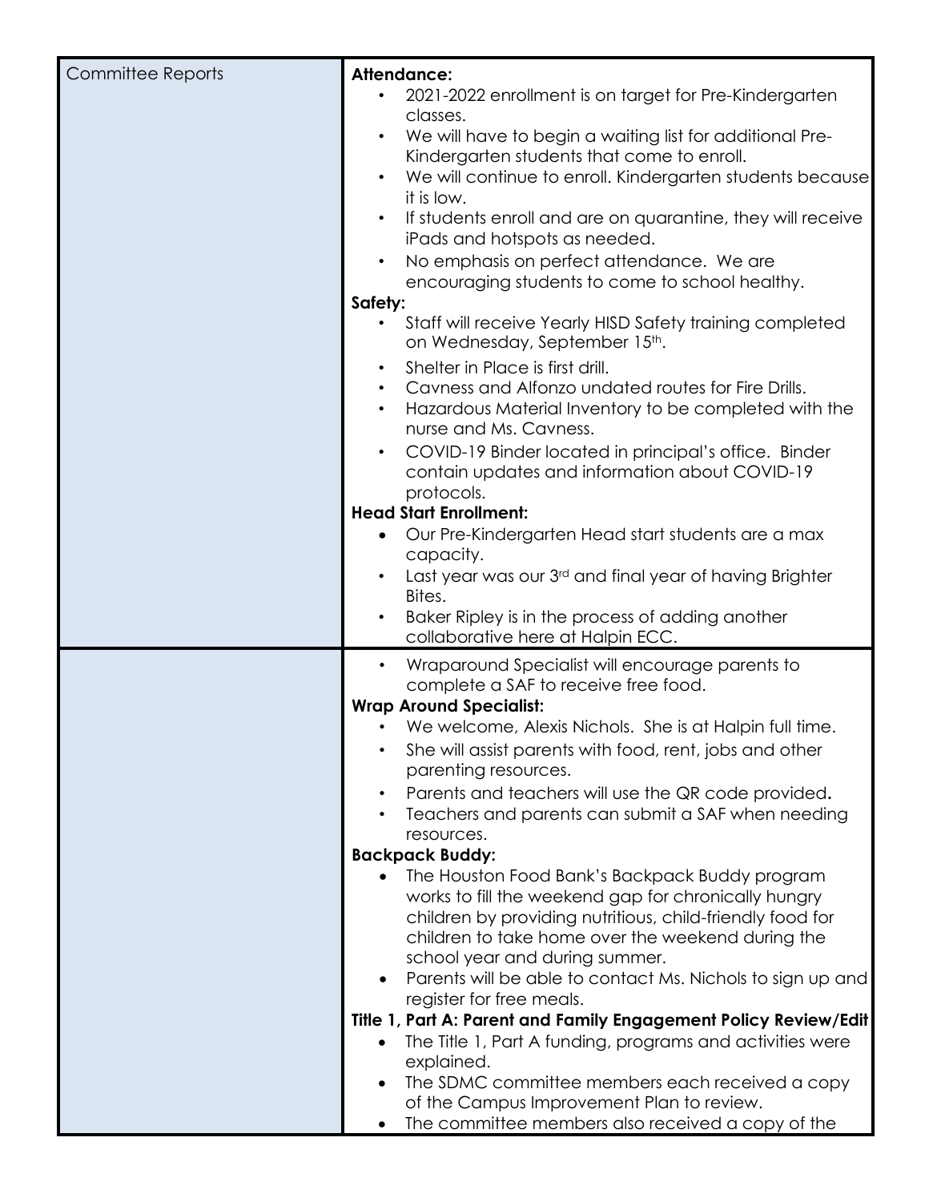| Committee Reports | **Attendance:**<br>• 2021-2022 enrollment is on target for Pre-Kindergarten classes.<br>• We will have to begin a waiting list for additional Pre-Kindergarten students that come to enroll.<br>• We will continue to enroll. Kindergarten students because it is low.<br>• If students enroll and are on quarantine, they will receive iPads and hotspots as needed.<br>• No emphasis on perfect attendance. We are encouraging students to come to school healthy.<br>**Safety:**<br>• Staff will receive Yearly HISD Safety training completed on Wednesday, September 15th.<br>• Shelter in Place is first drill.<br>• Cavness and Alfonzo undated routes for Fire Drills.<br>• Hazardous Material Inventory to be completed with the nurse and Ms. Cavness.<br>• COVID-19 Binder located in principal's office. Binder contain updates and information about COVID-19 protocols.<br>**Head Start Enrollment:**<br>• Our Pre-Kindergarten Head start students are a max capacity.<br>• Last year was our 3rd and final year of having Brighter Bites.<br>• Baker Ripley is in the process of adding another collaborative here at Halpin ECC. |
| --- | --- |
| | • Wraparound Specialist will encourage parents to complete a SAF to receive free food.<br>**Wrap Around Specialist:**<br>• We welcome, Alexis Nichols. She is at Halpin full time.<br>• She will assist parents with food, rent, jobs and other parenting resources.<br>• Parents and teachers will use the QR code provided.<br>• Teachers and parents can submit a SAF when needing resources.<br>**Backpack Buddy:**<br>• The Houston Food Bank's Backpack Buddy program works to fill the weekend gap for chronically hungry children by providing nutritious, child-friendly food for children to take home over the weekend during the school year and during summer.<br>• Parents will be able to contact Ms. Nichols to sign up and register for free meals.<br>**Title 1, Part A: Parent and Family Engagement Policy Review/Edit**<br>• The Title 1, Part A funding, programs and activities were explained.<br>• The SDMC committee members each received a copy of the Campus Improvement Plan to review.<br>• The committee members also received a copy of the |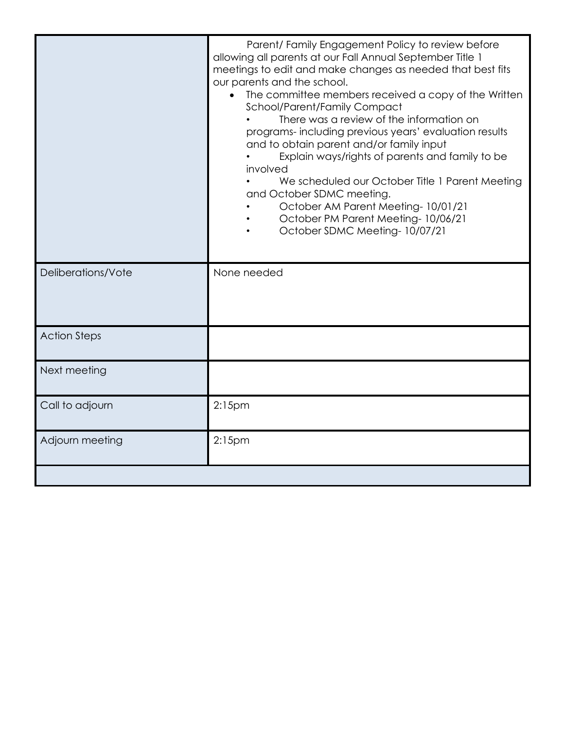| | |
|---|---|
| | Parent/ Family Engagement Policy to review before allowing all parents at our Fall Annual September Title 1 meetings to edit and make changes as needed that best fits our parents and the school.<br>• The committee members received a copy of the Written School/Parent/Family Compact<br>• There was a review of the information on programs- including previous years' evaluation results and to obtain parent and/or family input<br>• Explain ways/rights of parents and family to be involved<br>• We scheduled our October Title 1 Parent Meeting and October SDMC meeting.<br>• October AM Parent Meeting- 10/01/21<br>• October PM Parent Meeting- 10/06/21<br>• October SDMC Meeting- 10/07/21 |
| Deliberations/Vote | None needed |
| Action Steps | |
| Next meeting | |
| Call to adjourn | 2:15pm |
| Adjourn meeting | 2:15pm |
| | |